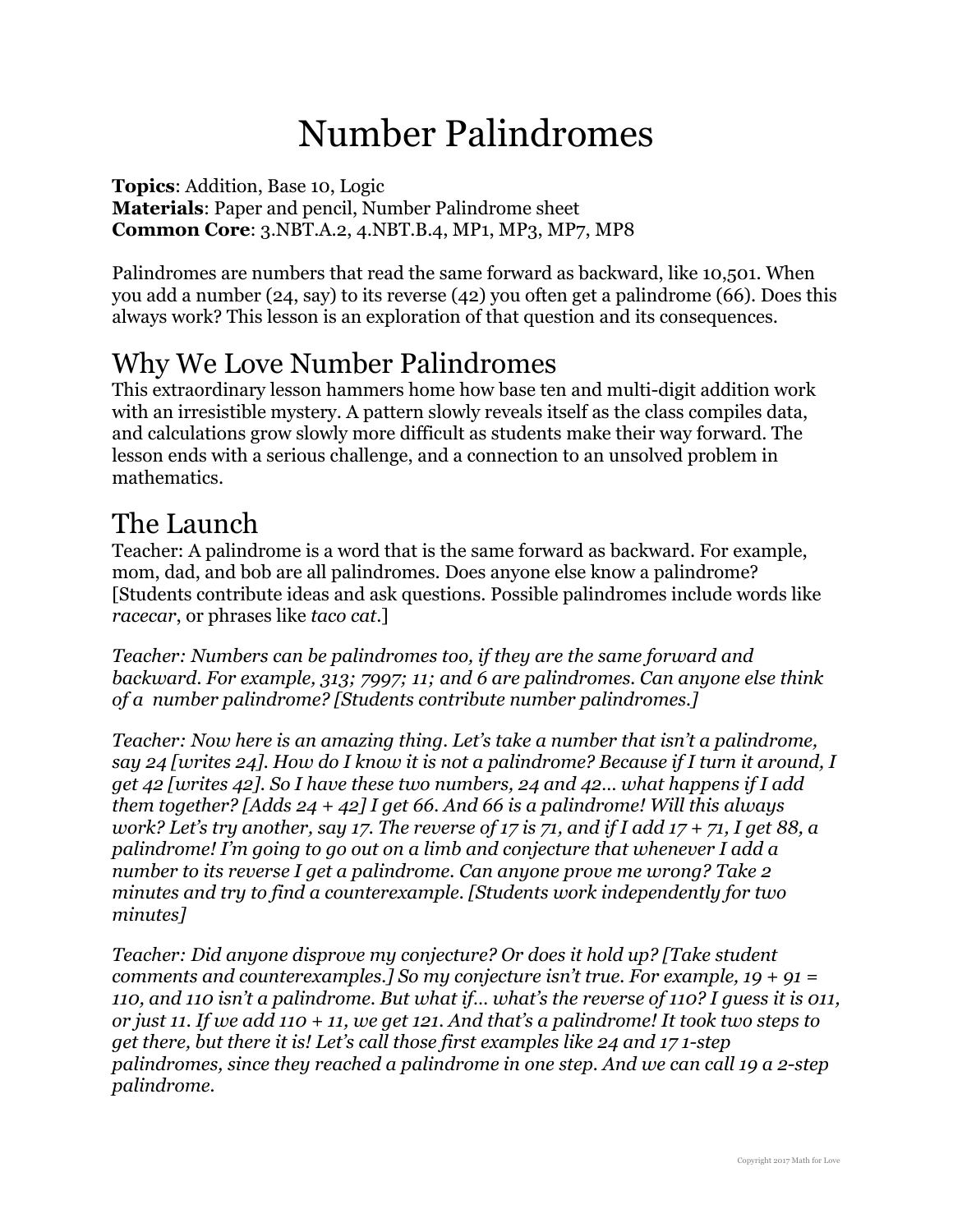# Number Palindromes

**Topics**: Addition, Base 10, Logic
**Materials**: Paper and pencil, Number Palindrome sheet
**Common Core**: 3.NBT.A.2, 4.NBT.B.4, MP1, MP3, MP7, MP8

Palindromes are numbers that read the same forward as backward, like 10,501. When you add a number (24, say) to its reverse (42) you often get a palindrome (66). Does this always work? This lesson is an exploration of that question and its consequences.

## Why We Love Number Palindromes

This extraordinary lesson hammers home how base ten and multi-digit addition work with an irresistible mystery. A pattern slowly reveals itself as the class compiles data, and calculations grow slowly more difficult as students make their way forward. The lesson ends with a serious challenge, and a connection to an unsolved problem in mathematics.

## The Launch

Teacher: A palindrome is a word that is the same forward as backward. For example, mom, dad, and bob are all palindromes. Does anyone else know a palindrome? [Students contribute ideas and ask questions. Possible palindromes include words like *racecar*, or phrases like *taco cat*.]

*Teacher: Numbers can be palindromes too, if they are the same forward and backward. For example, 313; 7997; 11; and 6 are palindromes. Can anyone else think of a number palindrome? [Students contribute number palindromes.]*

*Teacher: Now here is an amazing thing. Let's take a number that isn't a palindrome, say 24 [writes 24]. How do I know it is not a palindrome? Because if I turn it around, I get 42 [writes 42]. So I have these two numbers, 24 and 42… what happens if I add them together? [Adds 24 + 42] I get 66. And 66 is a palindrome! Will this always work? Let's try another, say 17. The reverse of 17 is 71, and if I add 17 + 71, I get 88, a palindrome! I'm going to go out on a limb and conjecture that whenever I add a number to its reverse I get a palindrome. Can anyone prove me wrong? Take 2 minutes and try to find a counterexample. [Students work independently for two minutes]*

*Teacher: Did anyone disprove my conjecture? Or does it hold up? [Take student comments and counterexamples.] So my conjecture isn't true. For example, 19 + 91 = 110, and 110 isn't a palindrome. But what if… what's the reverse of 110? I guess it is 011, or just 11. If we add 110 + 11, we get 121. And that's a palindrome! It took two steps to get there, but there it is! Let's call those first examples like 24 and 17 1-step palindromes, since they reached a palindrome in one step. And we can call 19 a 2-step palindrome.*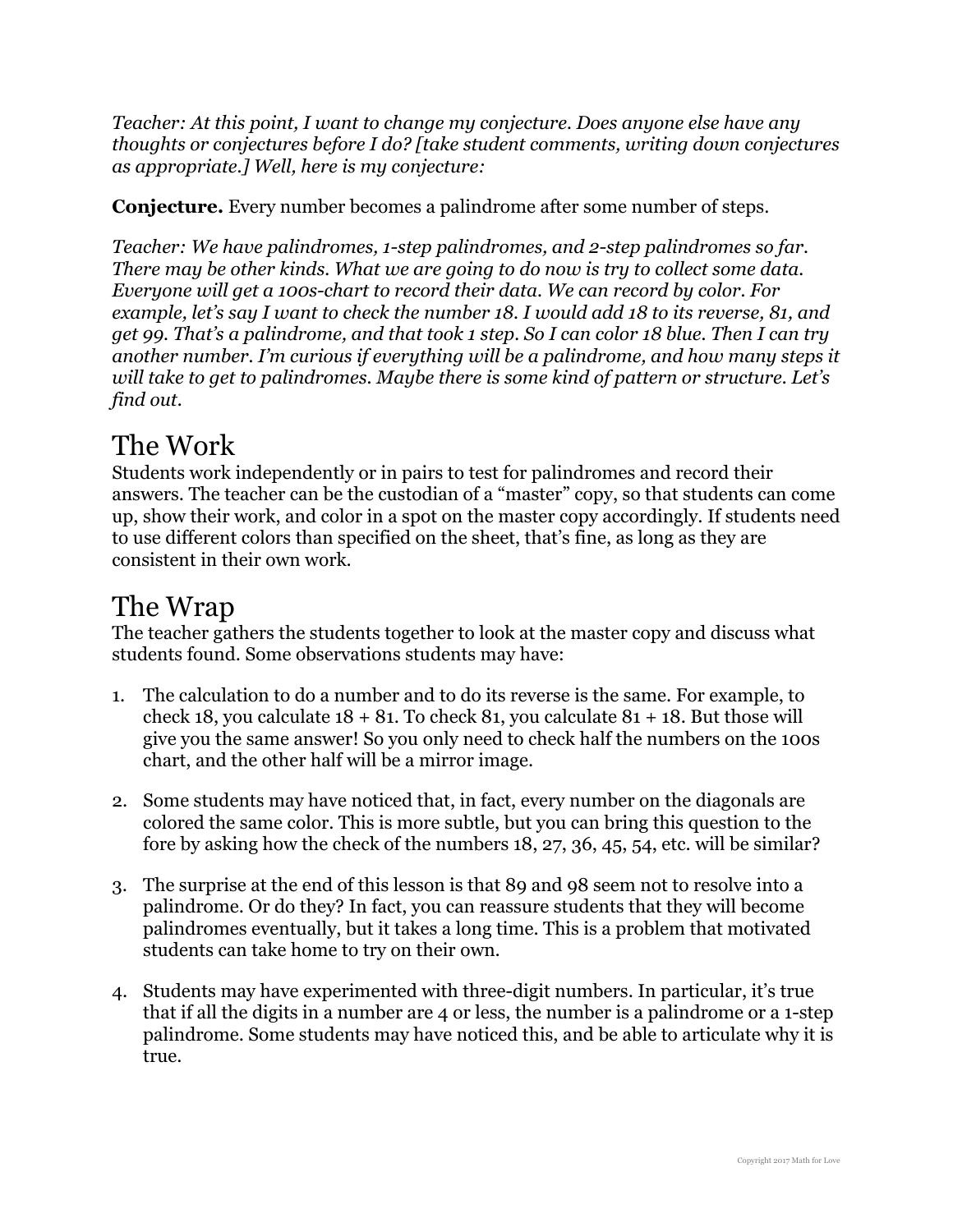*Teacher: At this point, I want to change my conjecture. Does anyone else have any thoughts or conjectures before I do? [take student comments, writing down conjectures as appropriate.] Well, here is my conjecture:*

**Conjecture.** Every number becomes a palindrome after some number of steps.

*Teacher: We have palindromes, 1-step palindromes, and 2-step palindromes so far. There may be other kinds. What we are going to do now is try to collect some data. Everyone will get a 100s-chart to record their data. We can record by color. For example, let's say I want to check the number 18. I would add 18 to its reverse, 81, and get 99. That's a palindrome, and that took 1 step. So I can color 18 blue. Then I can try another number. I'm curious if everything will be a palindrome, and how many steps it will take to get to palindromes. Maybe there is some kind of pattern or structure. Let's find out.*

# The Work

Students work independently or in pairs to test for palindromes and record their answers. The teacher can be the custodian of a "master" copy, so that students can come up, show their work, and color in a spot on the master copy accordingly. If students need to use different colors than specified on the sheet, that's fine, as long as they are consistent in their own work.

# The Wrap

The teacher gathers the students together to look at the master copy and discuss what students found. Some observations students may have:

1. The calculation to do a number and to do its reverse is the same. For example, to check 18, you calculate 18 + 81. To check 81, you calculate 81 + 18. But those will give you the same answer! So you only need to check half the numbers on the 100s chart, and the other half will be a mirror image.
2. Some students may have noticed that, in fact, every number on the diagonals are colored the same color. This is more subtle, but you can bring this question to the fore by asking how the check of the numbers 18, 27, 36, 45, 54, etc. will be similar?
3. The surprise at the end of this lesson is that 89 and 98 seem not to resolve into a palindrome. Or do they? In fact, you can reassure students that they will become palindromes eventually, but it takes a long time. This is a problem that motivated students can take home to try on their own.
4. Students may have experimented with three-digit numbers. In particular, it's true that if all the digits in a number are 4 or less, the number is a palindrome or a 1-step palindrome. Some students may have noticed this, and be able to articulate why it is true.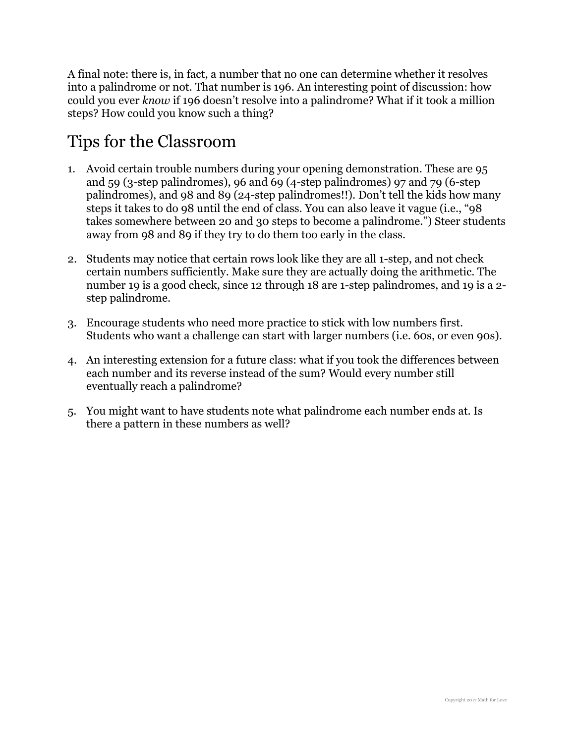A final note: there is, in fact, a number that no one can determine whether it resolves into a palindrome or not. That number is 196. An interesting point of discussion: how could you ever *know* if 196 doesn't resolve into a palindrome? What if it took a million steps? How could you know such a thing?

## Tips for the Classroom

1. Avoid certain trouble numbers during your opening demonstration. These are 95 and 59 (3-step palindromes), 96 and 69 (4-step palindromes) 97 and 79 (6-step palindromes), and 98 and 89 (24-step palindromes!!). Don't tell the kids how many steps it takes to do 98 until the end of class. You can also leave it vague (i.e., "98 takes somewhere between 20 and 30 steps to become a palindrome.") Steer students away from 98 and 89 if they try to do them too early in the class.

2. Students may notice that certain rows look like they are all 1-step, and not check certain numbers sufficiently. Make sure they are actually doing the arithmetic. The number 19 is a good check, since 12 through 18 are 1-step palindromes, and 19 is a 2-step palindrome.

3. Encourage students who need more practice to stick with low numbers first. Students who want a challenge can start with larger numbers (i.e. 60s, or even 90s).

4. An interesting extension for a future class: what if you took the differences between each number and its reverse instead of the sum? Would every number still eventually reach a palindrome?

5. You might want to have students note what palindrome each number ends at. Is there a pattern in these numbers as well?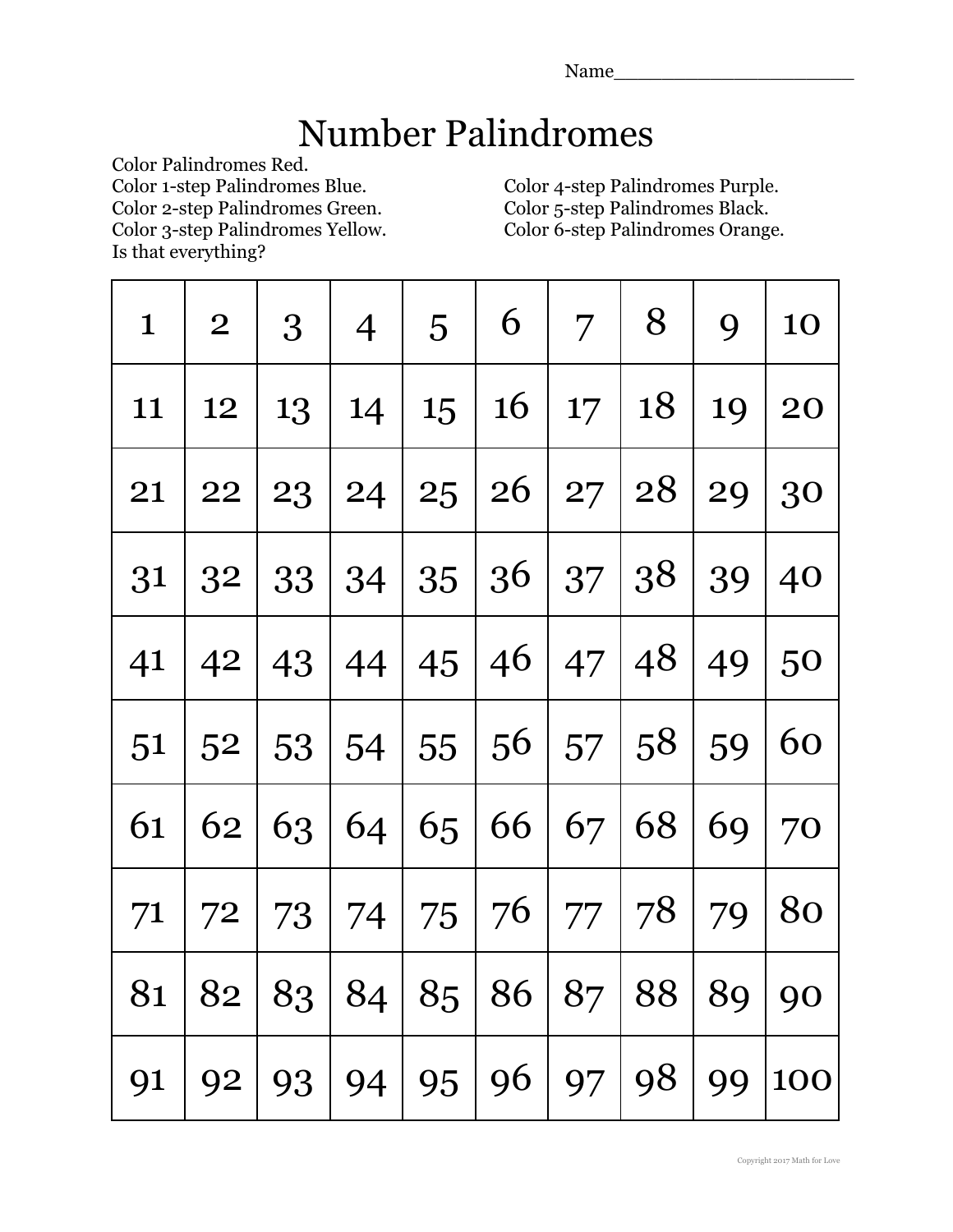Name_____________________

# Number Palindromes

Color Palindromes Red.
Color 1-step Palindromes Blue.
Color 2-step Palindromes Green.
Color 3-step Palindromes Yellow.
Color 4-step Palindromes Purple.
Color 5-step Palindromes Black.
Color 6-step Palindromes Orange.
Is that everything?

| | | | | | | | | | |
|---|---|---|---|---|---|---|---|---|---|
| 1 | 2 | 3 | 4 | 5 | 6 | 7 | 8 | 9 | 10 |
| 11 | 12 | 13 | 14 | 15 | 16 | 17 | 18 | 19 | 20 |
| 21 | 22 | 23 | 24 | 25 | 26 | 27 | 28 | 29 | 30 |
| 31 | 32 | 33 | 34 | 35 | 36 | 37 | 38 | 39 | 40 |
| 41 | 42 | 43 | 44 | 45 | 46 | 47 | 48 | 49 | 50 |
| 51 | 52 | 53 | 54 | 55 | 56 | 57 | 58 | 59 | 60 |
| 61 | 62 | 63 | 64 | 65 | 66 | 67 | 68 | 69 | 70 |
| 71 | 72 | 73 | 74 | 75 | 76 | 77 | 78 | 79 | 80 |
| 81 | 82 | 83 | 84 | 85 | 86 | 87 | 88 | 89 | 90 |
| 91 | 92 | 93 | 94 | 95 | 96 | 97 | 98 | 99 | 100 |

Copyright 2017 Math for Love